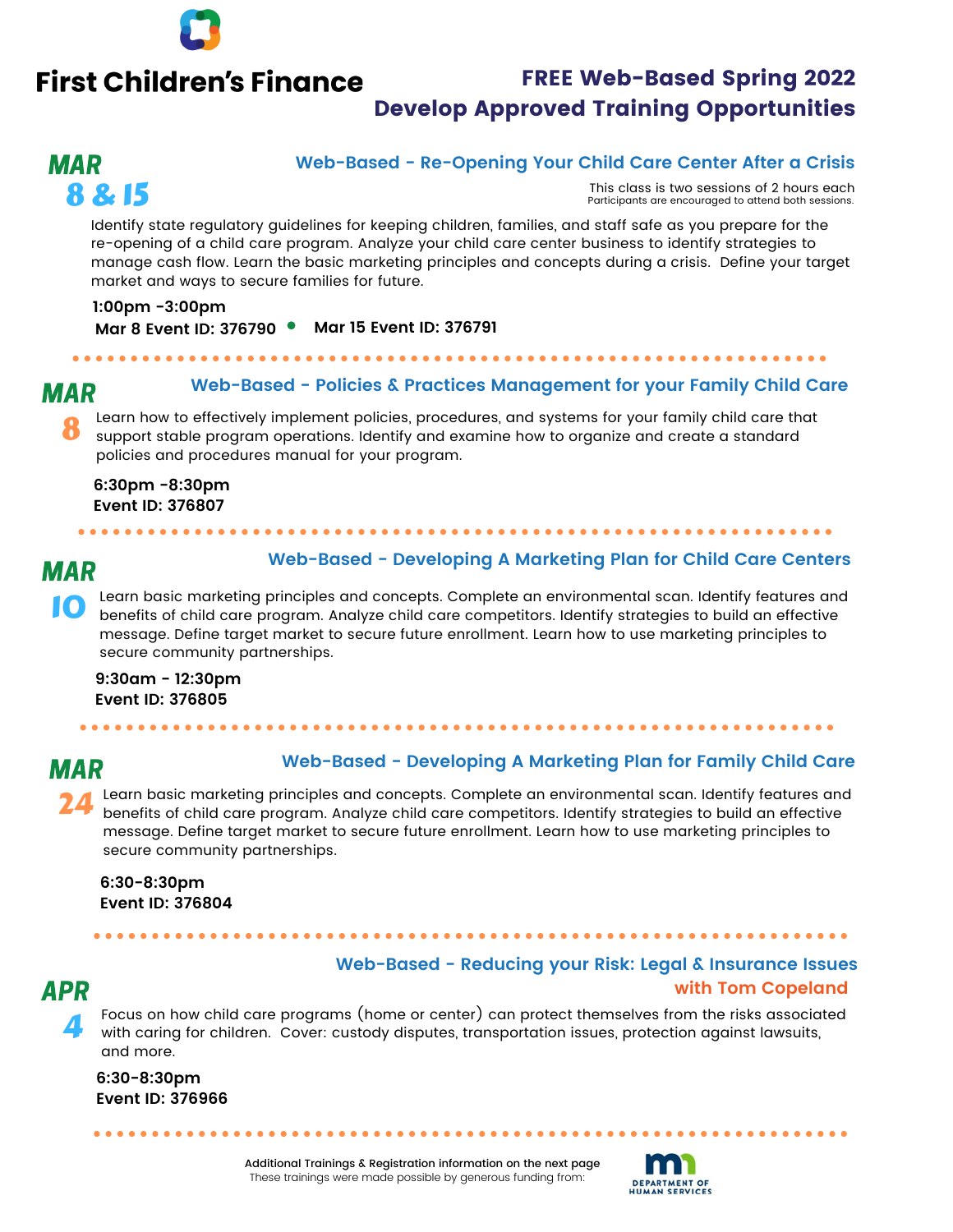# First Children's Finance

## FREE Web-Based Spring 2022 Develop Approved Training Opportunities

---

**MAR 8 & 15**

### Web-Based - Re-Opening Your Child Care Center After a Crisis

This class is two sessions of 2 hours each
Participants are encouraged to attend both sessions.

Identify state regulatory guidelines for keeping children, families, and staff safe as you prepare for the re-opening of a child care program. Analyze your child care center business to identify strategies to manage cash flow. Learn the basic marketing principles and concepts during a crisis. Define your target market and ways to secure families for future.

**1:00pm -3:00pm**
**Mar 8 Event ID: 376790** • **Mar 15 Event ID: 376791**

---

**MAR 8**

### Web-Based - Policies & Practices Management for your Family Child Care

Learn how to effectively implement policies, procedures, and systems for your family child care that support stable program operations. Identify and examine how to organize and create a standard policies and procedures manual for your program.

**6:30pm -8:30pm**
**Event ID: 376807**

---

**MAR 10**

### Web-Based - Developing A Marketing Plan for Child Care Centers

Learn basic marketing principles and concepts. Complete an environmental scan. Identify features and benefits of child care program. Analyze child care competitors. Identify strategies to build an effective message. Define target market to secure future enrollment. Learn how to use marketing principles to secure community partnerships.

**9:30am - 12:30pm**
**Event ID: 376805**

---

**MAR 24**

### Web-Based - Developing A Marketing Plan for Family Child Care

Learn basic marketing principles and concepts. Complete an environmental scan. Identify features and benefits of child care program. Analyze child care competitors. Identify strategies to build an effective message. Define target market to secure future enrollment. Learn how to use marketing principles to secure community partnerships.

**6:30-8:30pm**
**Event ID: 376804**

---

**APR 4**

### Web-Based - Reducing your Risk: Legal & Insurance Issues with Tom Copeland

Focus on how child care programs (home or center) can protect themselves from the risks associated with caring for children. Cover: custody disputes, transportation issues, protection against lawsuits, and more.

**6:30-8:30pm**
**Event ID: 376966**

---

Additional Trainings & Registration information on the next page
These trainings were made possible by generous funding from: Department of Human Services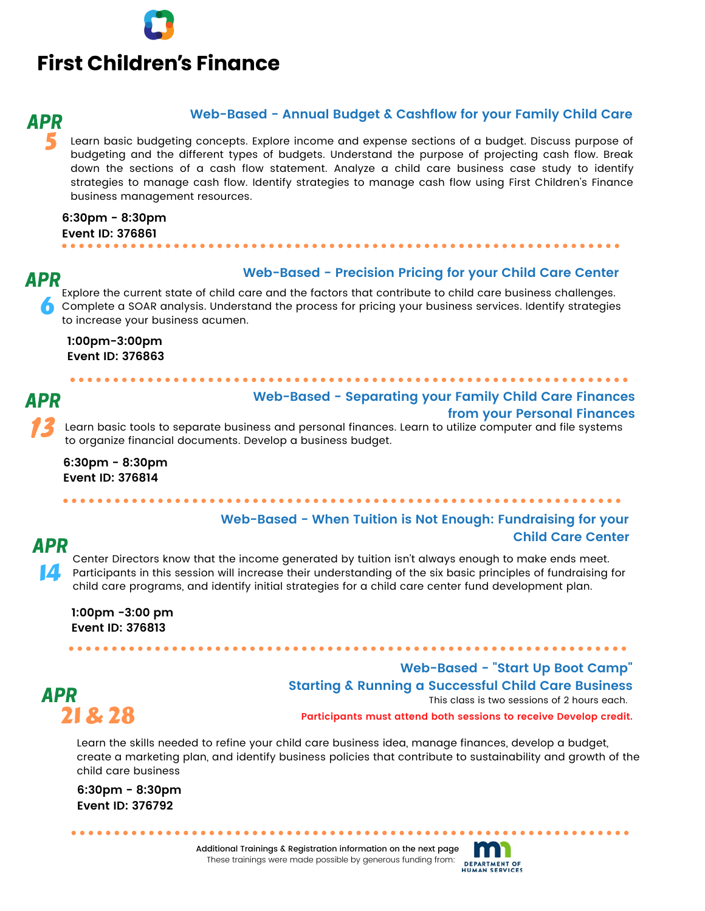# First Children's Finance

**APR 5**

## Web-Based - Annual Budget & Cashflow for your Family Child Care

Learn basic budgeting concepts. Explore income and expense sections of a budget. Discuss purpose of budgeting and the different types of budgets. Understand the purpose of projecting cash flow. Break down the sections of a cash flow statement. Analyze a child care business case study to identify strategies to manage cash flow. Identify strategies to manage cash flow using First Children's Finance business management resources.

**6:30pm - 8:30pm**
**Event ID: 376861**

---

**APR 6**

## Web-Based - Precision Pricing for your Child Care Center

Explore the current state of child care and the factors that contribute to child care business challenges. Complete a SOAR analysis. Understand the process for pricing your business services. Identify strategies to increase your business acumen.

**1:00pm-3:00pm**
**Event ID: 376863**

---

**APR 13**

## Web-Based - Separating your Family Child Care Finances from your Personal Finances

Learn basic tools to separate business and personal finances. Learn to utilize computer and file systems to organize financial documents. Develop a business budget.

**6:30pm - 8:30pm**
**Event ID: 376814**

---

**APR 14**

## Web-Based - When Tuition is Not Enough: Fundraising for your Child Care Center

Center Directors know that the income generated by tuition isn't always enough to make ends meet. Participants in this session will increase their understanding of the six basic principles of fundraising for child care programs, and identify initial strategies for a child care center fund development plan.

**1:00pm -3:00 pm**
**Event ID: 376813**

---

**APR 21 & 28**

## Web-Based - "Start Up Boot Camp" Starting & Running a Successful Child Care Business

This class is two sessions of 2 hours each.

**Participants must attend both sessions to receive Develop credit.**

Learn the skills needed to refine your child care business idea, manage finances, develop a budget, create a marketing plan, and identify business policies that contribute to sustainability and growth of the child care business

**6:30pm - 8:30pm**
**Event ID: 376792**

---

Additional Trainings & Registration information on the next page

These trainings were made possible by generous funding from: DEPARTMENT OF HUMAN SERVICES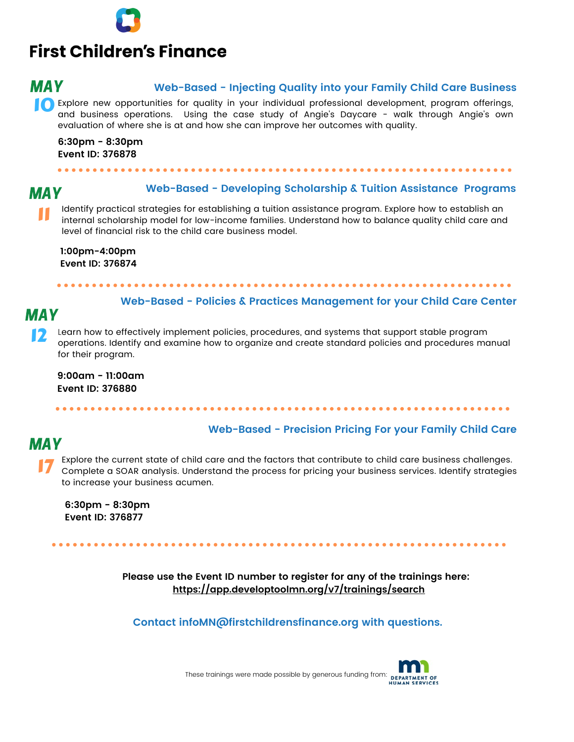# First Children's Finance

## MAY 10 — Web-Based - Injecting Quality into your Family Child Care Business

Explore new opportunities for quality in your individual professional development, program offerings, and business operations. Using the case study of Angie's Daycare - walk through Angie's own evaluation of where she is at and how she can improve her outcomes with quality.

**6:30pm - 8:30pm**
**Event ID: 376878**

## MAY 11 — Web-Based - Developing Scholarship & Tuition Assistance Programs

Identify practical strategies for establishing a tuition assistance program. Explore how to establish an internal scholarship model for low-income families. Understand how to balance quality child care and level of financial risk to the child care business model.

**1:00pm-4:00pm**
**Event ID: 376874**

## MAY 12 — Web-Based - Policies & Practices Management for your Child Care Center

Learn how to effectively implement policies, procedures, and systems that support stable program operations. Identify and examine how to organize and create standard policies and procedures manual for their program.

**9:00am - 11:00am**
**Event ID: 376880**

## MAY 17 — Web-Based - Precision Pricing For your Family Child Care

Explore the current state of child care and the factors that contribute to child care business challenges. Complete a SOAR analysis. Understand the process for pricing your business services. Identify strategies to increase your business acumen.

**6:30pm - 8:30pm**
**Event ID: 376877**

**Please use the Event ID number to register for any of the trainings here:**
**https://app.developtoolmn.org/v7/trainings/search**

**Contact infoMN@firstchildrensfinance.org with questions.**

These trainings were made possible by generous funding from: Department of Human Services